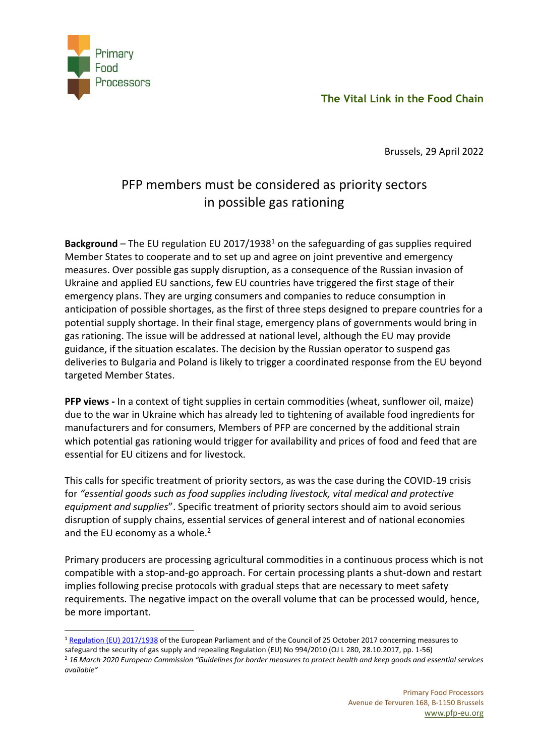Primary Food Processors

**The Vital Link in the Food Chain**

Brussels, 29 April 2022

# PFP members must be considered as priority sectors in possible gas rationing

**Background** – The EU regulation EU 2017/1938[1] on the safeguarding of gas supplies required Member States to cooperate and to set up and agree on joint preventive and emergency measures. Over possible gas supply disruption, as a consequence of the Russian invasion of Ukraine and applied EU sanctions, few EU countries have triggered the first stage of their emergency plans. They are urging consumers and companies to reduce consumption in anticipation of possible shortages, as the first of three steps designed to prepare countries for a potential supply shortage. In their final stage, emergency plans of governments would bring in gas rationing. The issue will be addressed at national level, although the EU may provide guidance, if the situation escalates. The decision by the Russian operator to suspend gas deliveries to Bulgaria and Poland is likely to trigger a coordinated response from the EU beyond targeted Member States.

**PFP views -** In a context of tight supplies in certain commodities (wheat, sunflower oil, maize) due to the war in Ukraine which has already led to tightening of available food ingredients for manufacturers and for consumers, Members of PFP are concerned by the additional strain which potential gas rationing would trigger for availability and prices of food and feed that are essential for EU citizens and for livestock.

This calls for specific treatment of priority sectors, as was the case during the COVID-19 crisis for *"essential goods such as food supplies including livestock, vital medical and protective equipment and supplies"*. Specific treatment of priority sectors should aim to avoid serious disruption of supply chains, essential services of general interest and of national economies and the EU economy as a whole.[2]

Primary producers are processing agricultural commodities in a continuous process which is not compatible with a stop-and-go approach. For certain processing plants a shut-down and restart implies following precise protocols with gradual steps that are necessary to meet safety requirements. The negative impact on the overall volume that can be processed would, hence, be more important.

---

[1] Regulation (EU) 2017/1938 of the European Parliament and of the Council of 25 October 2017 concerning measures to safeguard the security of gas supply and repealing Regulation (EU) No 994/2010 (OJ L 280, 28.10.2017, pp. 1-56)

[2] *16 March 2020 European Commission "Guidelines for border measures to protect health and keep goods and essential services available"*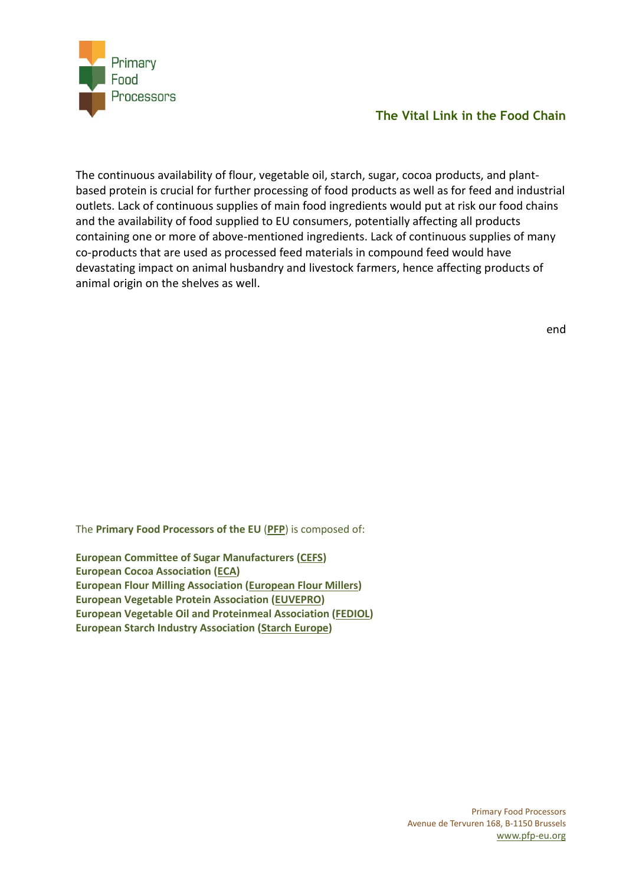The continuous availability of flour, vegetable oil, starch, sugar, cocoa products, and plant-based protein is crucial for further processing of food products as well as for feed and industrial outlets. Lack of continuous supplies of main food ingredients would put at risk our food chains and the availability of food supplied to EU consumers, potentially affecting all products containing one or more of above-mentioned ingredients. Lack of continuous supplies of many co-products that are used as processed feed materials in compound feed would have devastating impact on animal husbandry and livestock farmers, hence affecting products of animal origin on the shelves as well.

end

The **Primary Food Processors of the EU** (**PFP**) is composed of:

**European Committee of Sugar Manufacturers (CEFS)**
**European Cocoa Association (ECA)**
**European Flour Milling Association (European Flour Millers)**
**European Vegetable Protein Association (EUVEPRO)**
**European Vegetable Oil and Proteinmeal Association (FEDIOL)**
**European Starch Industry Association (Starch Europe)**

Primary Food Processors
Avenue de Tervuren 168, B-1150 Brussels
www.pfp-eu.org